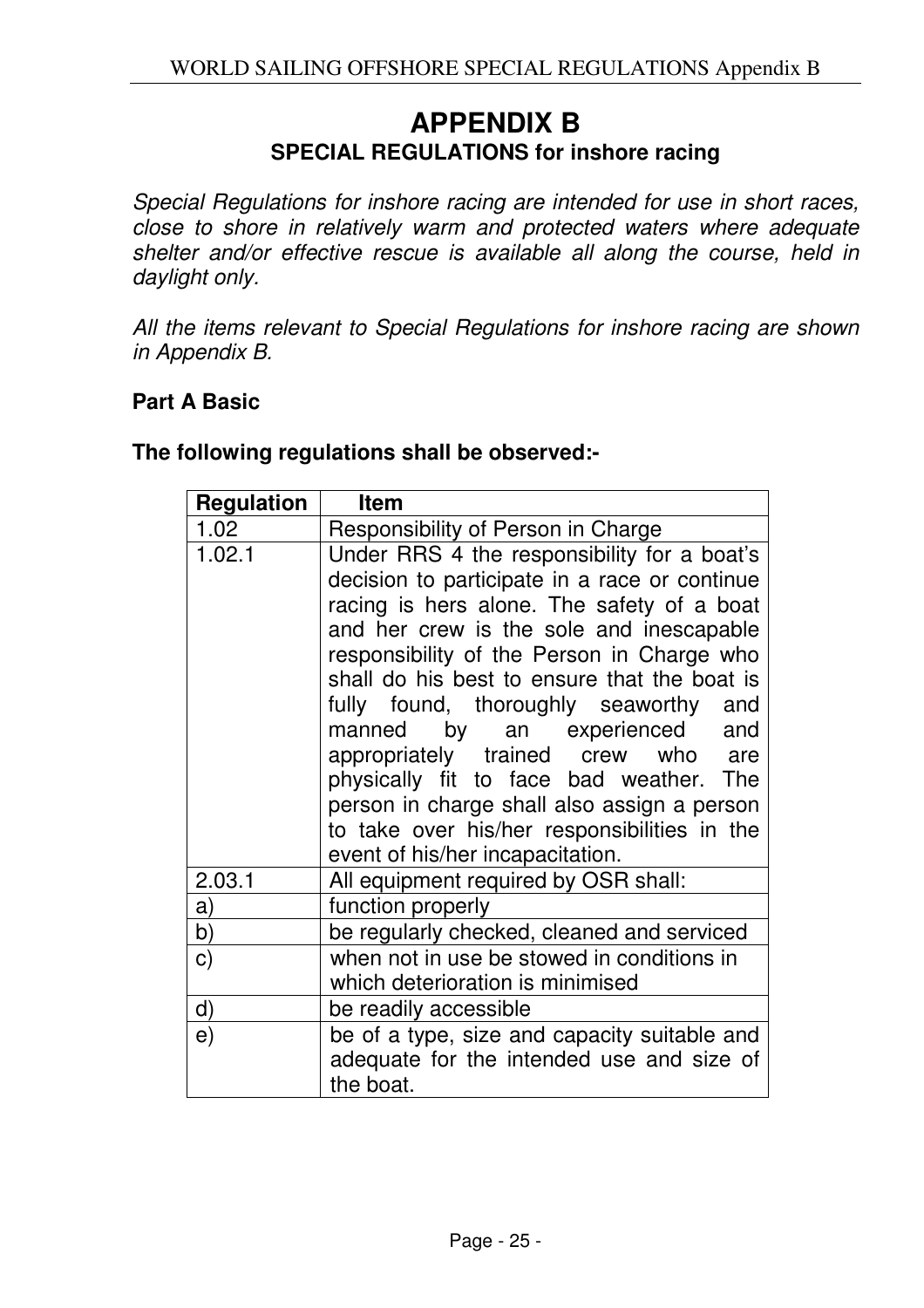# APPENDIX B

## SPECIAL REGULATIONS for inshore racing

*Special Regulations for inshore racing are intended for use in short races, close to shore in relatively warm and protected waters where adequate shelter and/or effective rescue is available all along the course, held in daylight only.*

*All the items relevant to Special Regulations for inshore racing are shown in Appendix B.*

### Part A Basic

**The following regulations shall be observed:-**

| Regulation | Item |
|---|---|
| 1.02 | Responsibility of Person in Charge |
| 1.02.1 | Under RRS 4 the responsibility for a boat's decision to participate in a race or continue racing is hers alone. The safety of a boat and her crew is the sole and inescapable responsibility of the Person in Charge who shall do his best to ensure that the boat is fully found, thoroughly seaworthy and manned by an experienced and appropriately trained crew who are physically fit to face bad weather. The person in charge shall also assign a person to take over his/her responsibilities in the event of his/her incapacitation. |
| 2.03.1 | All equipment required by OSR shall: |
| a) | function properly |
| b) | be regularly checked, cleaned and serviced |
| c) | when not in use be stowed in conditions in which deterioration is minimised |
| d) | be readily accessible |
| e) | be of a type, size and capacity suitable and adequate for the intended use and size of the boat. |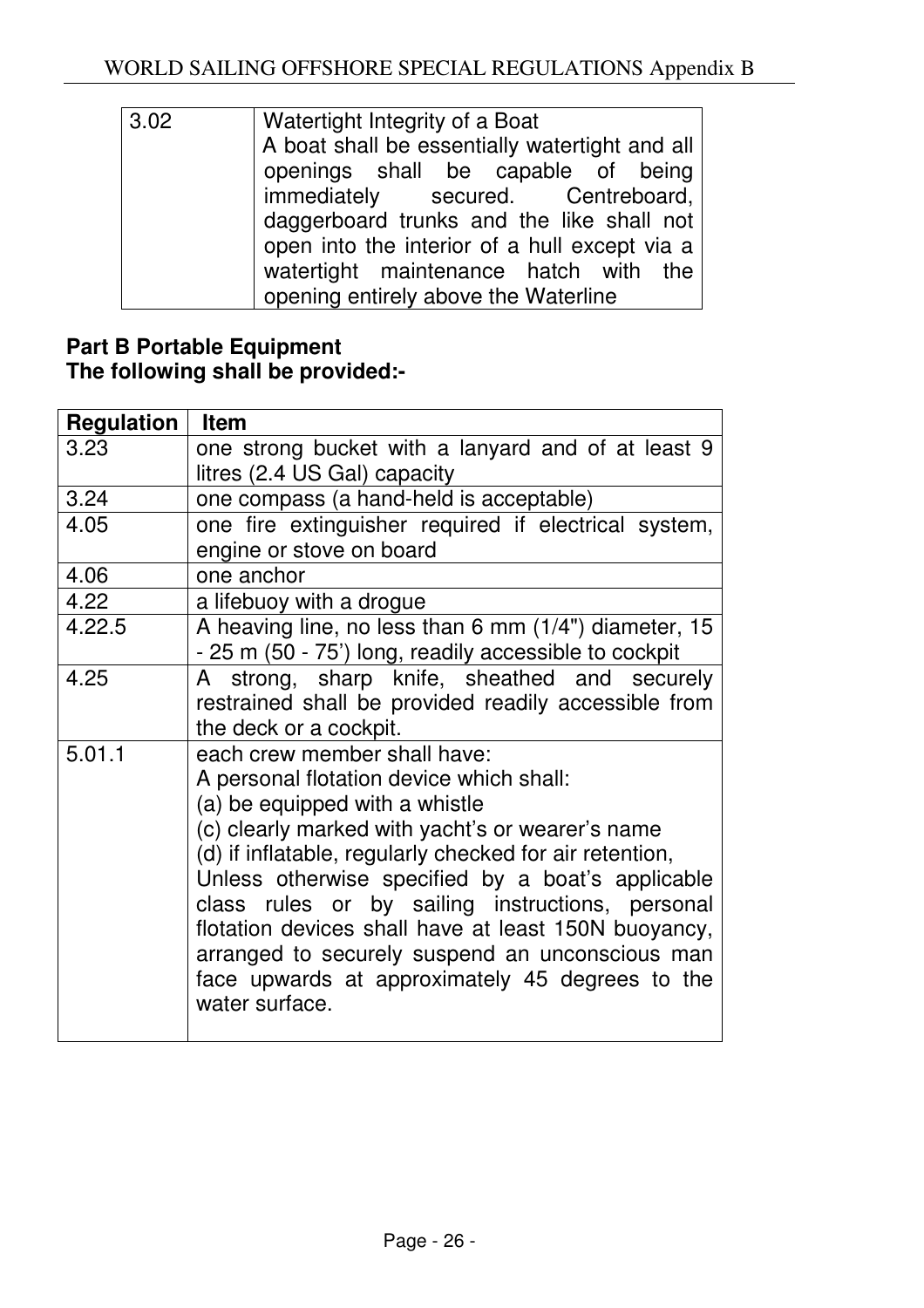| | |
|---|---|
| 3.02 | Watertight Integrity of a Boat<br>A boat shall be essentially watertight and all openings shall be capable of being immediately secured. Centreboard, daggerboard trunks and the like shall not open into the interior of a hull except via a watertight maintenance hatch with the opening entirely above the Waterline |

**Part B Portable Equipment**
**The following shall be provided:-**

| Regulation | Item |
|---|---|
| 3.23 | one strong bucket with a lanyard and of at least 9 litres (2.4 US Gal) capacity |
| 3.24 | one compass (a hand-held is acceptable) |
| 4.05 | one fire extinguisher required if electrical system, engine or stove on board |
| 4.06 | one anchor |
| 4.22 | a lifebuoy with a drogue |
| 4.22.5 | A heaving line, no less than 6 mm (1/4") diameter, 15 - 25 m (50 - 75') long, readily accessible to cockpit |
| 4.25 | A strong, sharp knife, sheathed and securely restrained shall be provided readily accessible from the deck or a cockpit. |
| 5.01.1 | each crew member shall have:<br>A personal flotation device which shall:<br>(a) be equipped with a whistle<br>(c) clearly marked with yacht's or wearer's name<br>(d) if inflatable, regularly checked for air retention,<br>Unless otherwise specified by a boat's applicable class rules or by sailing instructions, personal flotation devices shall have at least 150N buoyancy, arranged to securely suspend an unconscious man face upwards at approximately 45 degrees to the water surface. |